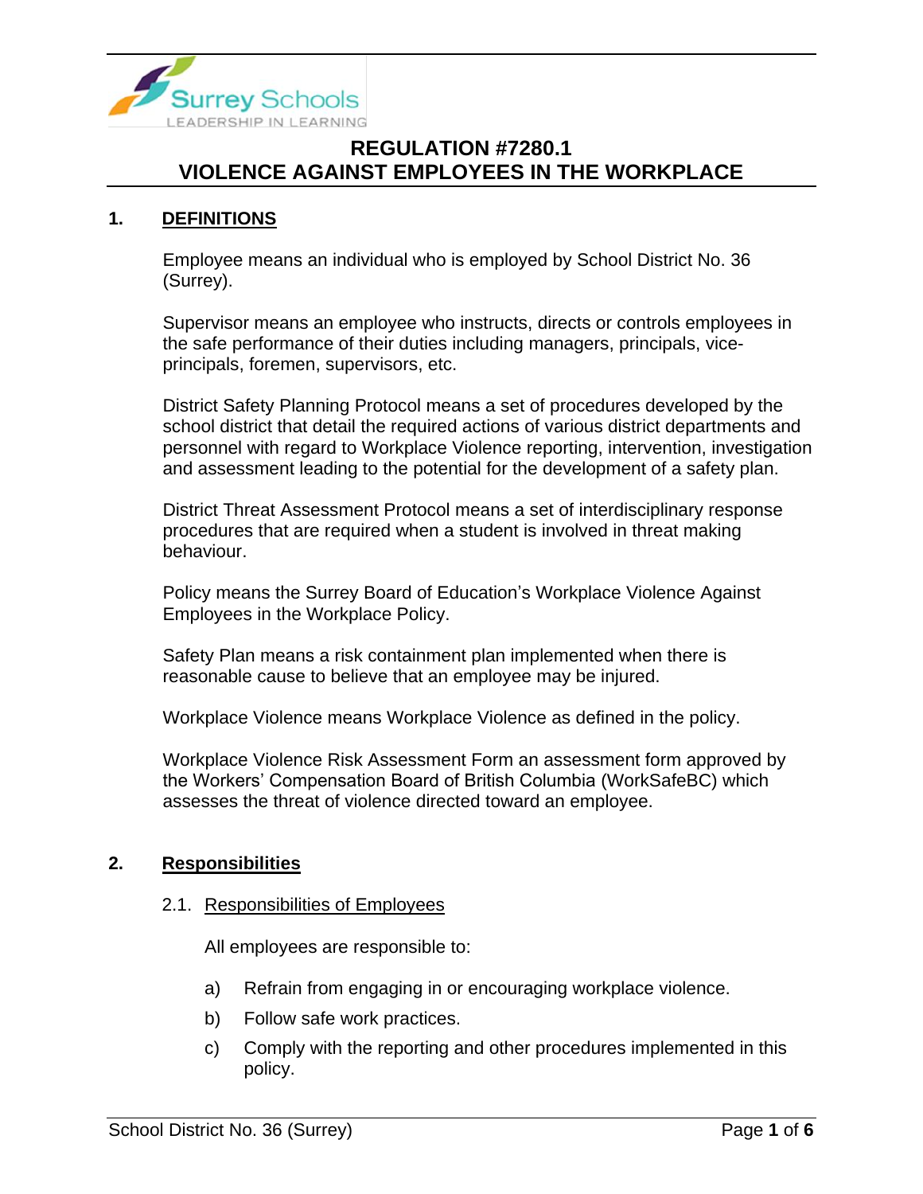# REGULATION #7280.1
# VIOLENCE AGAINST EMPLOYEES IN THE WORKPLACE

## 1. DEFINITIONS

Employee means an individual who is employed by School District No. 36 (Surrey).

Supervisor means an employee who instructs, directs or controls employees in the safe performance of their duties including managers, principals, vice-principals, foremen, supervisors, etc.

District Safety Planning Protocol means a set of procedures developed by the school district that detail the required actions of various district departments and personnel with regard to Workplace Violence reporting, intervention, investigation and assessment leading to the potential for the development of a safety plan.

District Threat Assessment Protocol means a set of interdisciplinary response procedures that are required when a student is involved in threat making behaviour.

Policy means the Surrey Board of Education's Workplace Violence Against Employees in the Workplace Policy.

Safety Plan means a risk containment plan implemented when there is reasonable cause to believe that an employee may be injured.

Workplace Violence means Workplace Violence as defined in the policy.

Workplace Violence Risk Assessment Form an assessment form approved by the Workers' Compensation Board of British Columbia (WorkSafeBC) which assesses the threat of violence directed toward an employee.

## 2. Responsibilities

### 2.1. Responsibilities of Employees

All employees are responsible to:

a) Refrain from engaging in or encouraging workplace violence.

b) Follow safe work practices.

c) Comply with the reporting and other procedures implemented in this policy.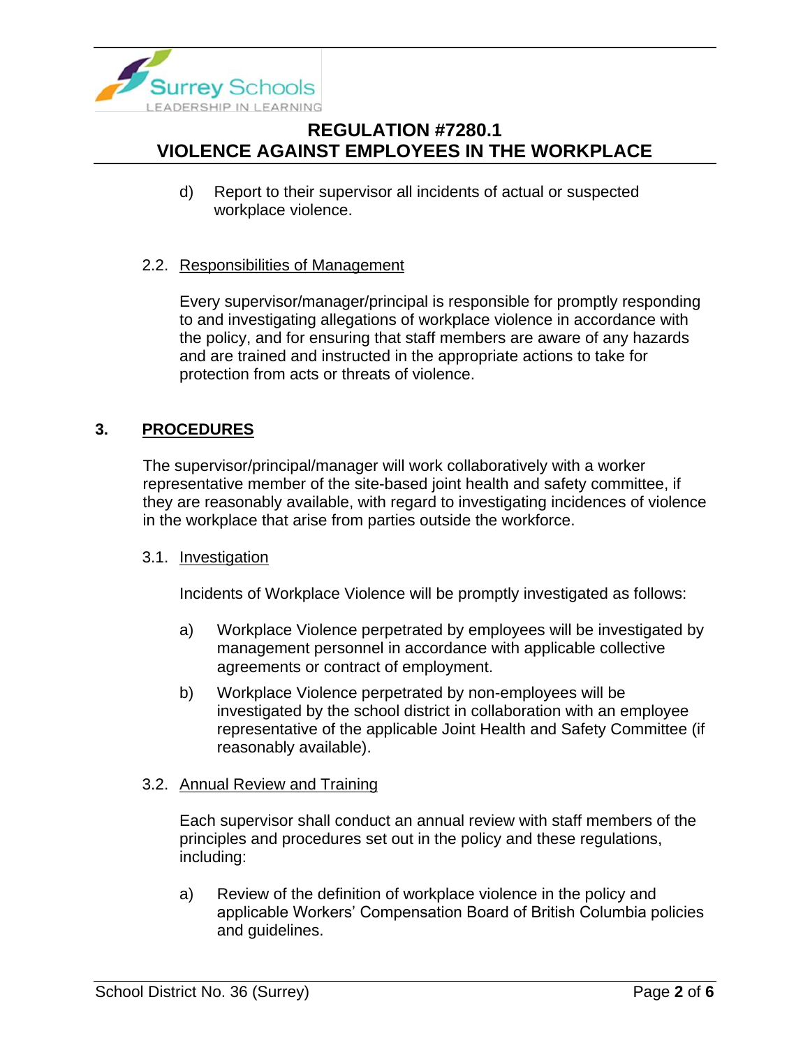d) Report to their supervisor all incidents of actual or suspected workplace violence.

### 2.2. Responsibilities of Management

Every supervisor/manager/principal is responsible for promptly responding to and investigating allegations of workplace violence in accordance with the policy, and for ensuring that staff members are aware of any hazards and are trained and instructed in the appropriate actions to take for protection from acts or threats of violence.

## 3. PROCEDURES

The supervisor/principal/manager will work collaboratively with a worker representative member of the site-based joint health and safety committee, if they are reasonably available, with regard to investigating incidences of violence in the workplace that arise from parties outside the workforce.

### 3.1. Investigation

Incidents of Workplace Violence will be promptly investigated as follows:

a) Workplace Violence perpetrated by employees will be investigated by management personnel in accordance with applicable collective agreements or contract of employment.

b) Workplace Violence perpetrated by non-employees will be investigated by the school district in collaboration with an employee representative of the applicable Joint Health and Safety Committee (if reasonably available).

### 3.2. Annual Review and Training

Each supervisor shall conduct an annual review with staff members of the principles and procedures set out in the policy and these regulations, including:

a) Review of the definition of workplace violence in the policy and applicable Workers' Compensation Board of British Columbia policies and guidelines.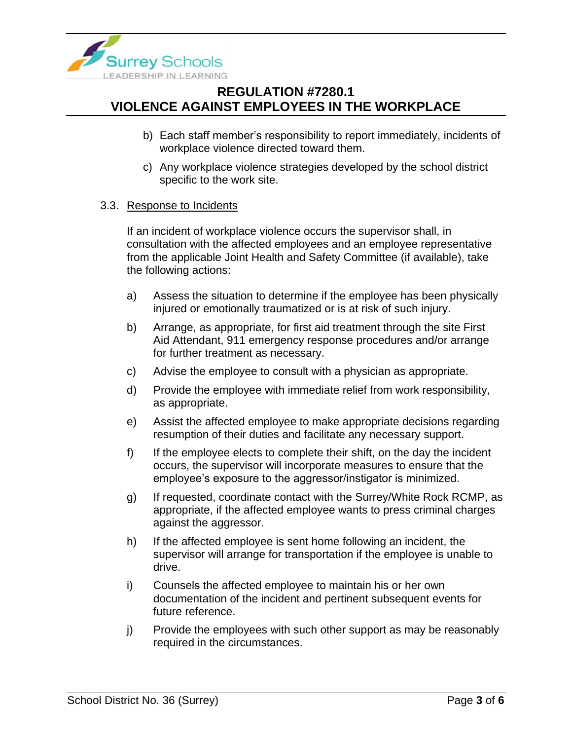b) Each staff member's responsibility to report immediately, incidents of workplace violence directed toward them.

c) Any workplace violence strategies developed by the school district specific to the work site.

3.3. Response to Incidents

If an incident of workplace violence occurs the supervisor shall, in consultation with the affected employees and an employee representative from the applicable Joint Health and Safety Committee (if available), take the following actions:

a) Assess the situation to determine if the employee has been physically injured or emotionally traumatized or is at risk of such injury.

b) Arrange, as appropriate, for first aid treatment through the site First Aid Attendant, 911 emergency response procedures and/or arrange for further treatment as necessary.

c) Advise the employee to consult with a physician as appropriate.

d) Provide the employee with immediate relief from work responsibility, as appropriate.

e) Assist the affected employee to make appropriate decisions regarding resumption of their duties and facilitate any necessary support.

f) If the employee elects to complete their shift, on the day the incident occurs, the supervisor will incorporate measures to ensure that the employee's exposure to the aggressor/instigator is minimized.

g) If requested, coordinate contact with the Surrey/White Rock RCMP, as appropriate, if the affected employee wants to press criminal charges against the aggressor.

h) If the affected employee is sent home following an incident, the supervisor will arrange for transportation if the employee is unable to drive.

i) Counsels the affected employee to maintain his or her own documentation of the incident and pertinent subsequent events for future reference.

j) Provide the employees with such other support as may be reasonably required in the circumstances.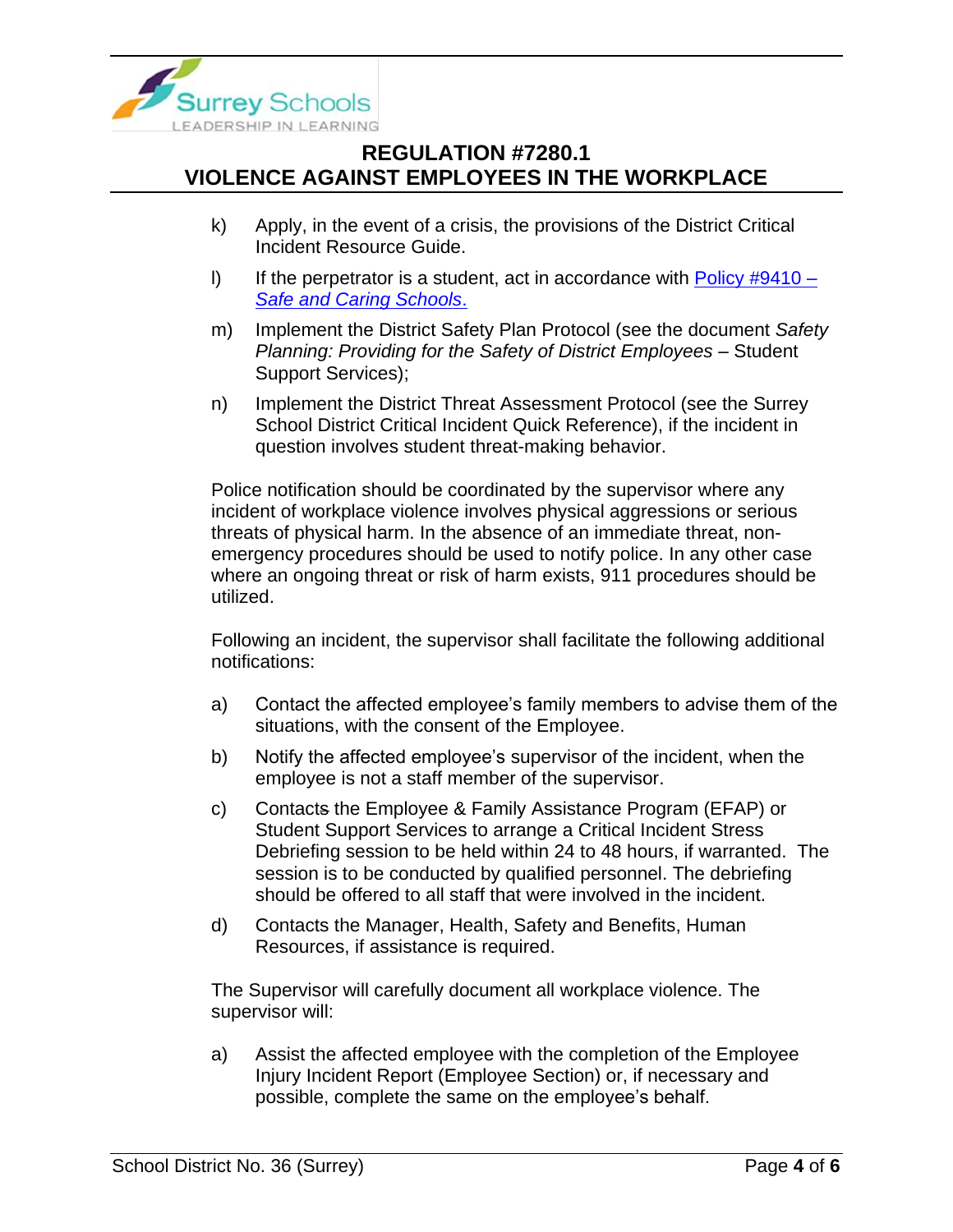k) Apply, in the event of a crisis, the provisions of the District Critical Incident Resource Guide.

l) If the perpetrator is a student, act in accordance with [Policy #9410 – *Safe and Caring Schools*.]

m) Implement the District Safety Plan Protocol (see the document *Safety Planning: Providing for the Safety of District Employees* – Student Support Services);

n) Implement the District Threat Assessment Protocol (see the Surrey School District Critical Incident Quick Reference), if the incident in question involves student threat-making behavior.

Police notification should be coordinated by the supervisor where any incident of workplace violence involves physical aggressions or serious threats of physical harm. In the absence of an immediate threat, non-emergency procedures should be used to notify police. In any other case where an ongoing threat or risk of harm exists, 911 procedures should be utilized.

Following an incident, the supervisor shall facilitate the following additional notifications:

a) Contact the affected employee's family members to advise them of the situations, with the consent of the Employee.

b) Notify the affected employee's supervisor of the incident, when the employee is not a staff member of the supervisor.

c) Contacts the Employee & Family Assistance Program (EFAP) or Student Support Services to arrange a Critical Incident Stress Debriefing session to be held within 24 to 48 hours, if warranted. The session is to be conducted by qualified personnel. The debriefing should be offered to all staff that were involved in the incident.

d) Contacts the Manager, Health, Safety and Benefits, Human Resources, if assistance is required.

The Supervisor will carefully document all workplace violence. The supervisor will:

a) Assist the affected employee with the completion of the Employee Injury Incident Report (Employee Section) or, if necessary and possible, complete the same on the employee's behalf.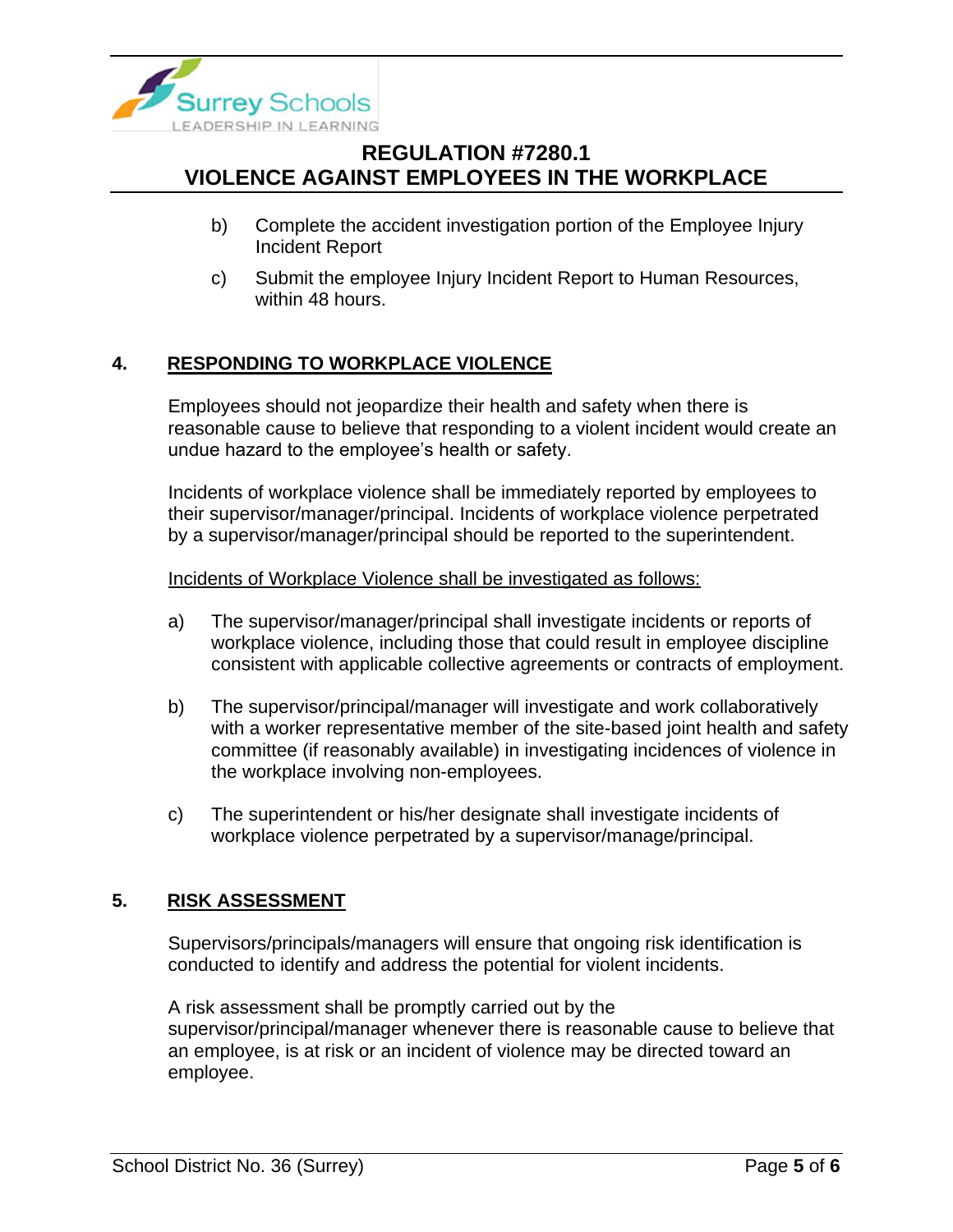b) Complete the accident investigation portion of the Employee Injury Incident Report

c) Submit the employee Injury Incident Report to Human Resources, within 48 hours.

## 4. RESPONDING TO WORKPLACE VIOLENCE

Employees should not jeopardize their health and safety when there is reasonable cause to believe that responding to a violent incident would create an undue hazard to the employee's health or safety.

Incidents of workplace violence shall be immediately reported by employees to their supervisor/manager/principal. Incidents of workplace violence perpetrated by a supervisor/manager/principal should be reported to the superintendent.

Incidents of Workplace Violence shall be investigated as follows:

a) The supervisor/manager/principal shall investigate incidents or reports of workplace violence, including those that could result in employee discipline consistent with applicable collective agreements or contracts of employment.

b) The supervisor/principal/manager will investigate and work collaboratively with a worker representative member of the site-based joint health and safety committee (if reasonably available) in investigating incidences of violence in the workplace involving non-employees.

c) The superintendent or his/her designate shall investigate incidents of workplace violence perpetrated by a supervisor/manage/principal.

## 5. RISK ASSESSMENT

Supervisors/principals/managers will ensure that ongoing risk identification is conducted to identify and address the potential for violent incidents.

A risk assessment shall be promptly carried out by the supervisor/principal/manager whenever there is reasonable cause to believe that an employee, is at risk or an incident of violence may be directed toward an employee.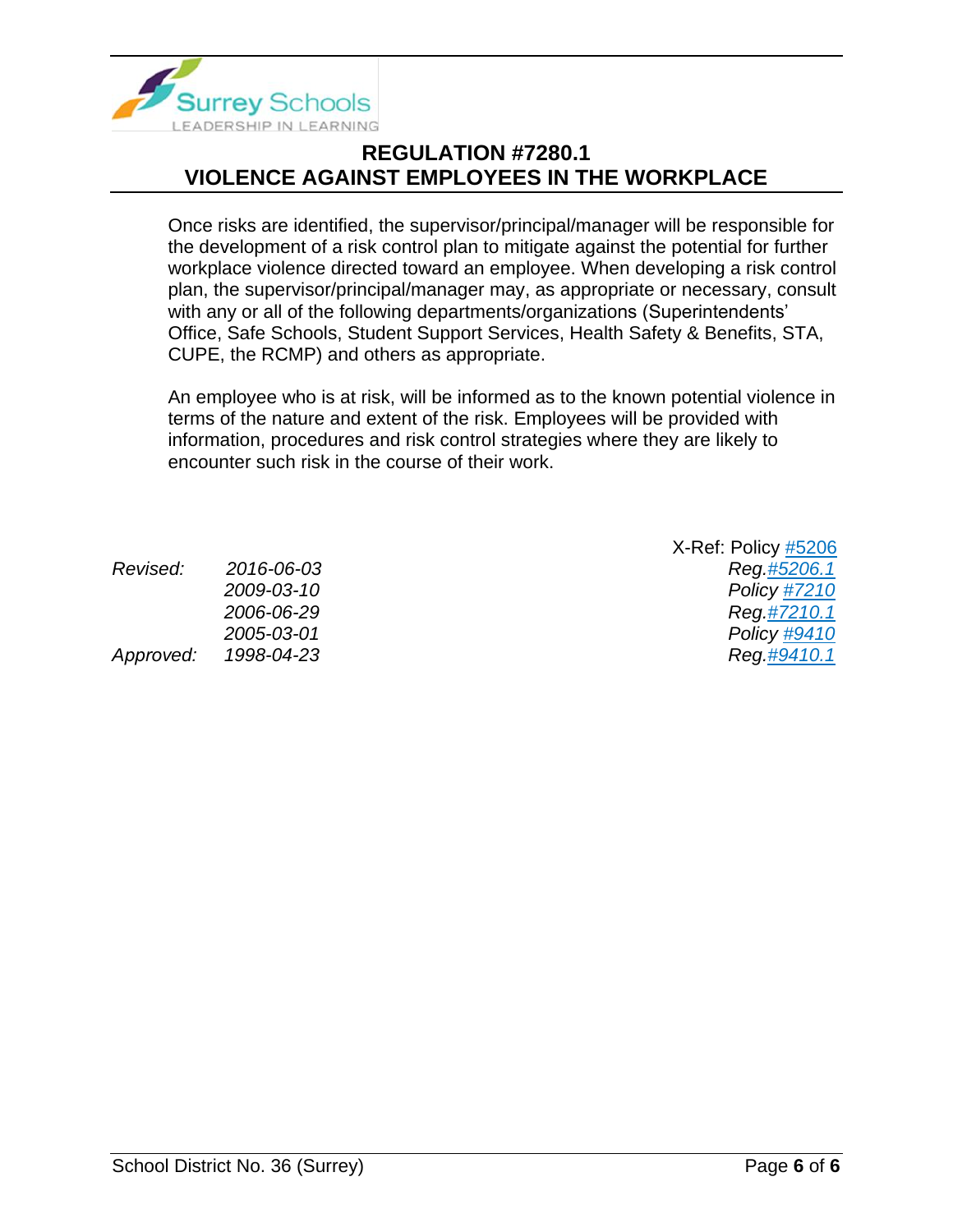Once risks are identified, the supervisor/principal/manager will be responsible for the development of a risk control plan to mitigate against the potential for further workplace violence directed toward an employee. When developing a risk control plan, the supervisor/principal/manager may, as appropriate or necessary, consult with any or all of the following departments/organizations (Superintendents' Office, Safe Schools, Student Support Services, Health Safety & Benefits, STA, CUPE, the RCMP) and others as appropriate.

An employee who is at risk, will be informed as to the known potential violence in terms of the nature and extent of the risk. Employees will be provided with information, procedures and risk control strategies where they are likely to encounter such risk in the course of their work.

| | | |
|---|---|---|
| | | X-Ref: Policy #5206 |
| *Revised:* | *2016-06-03* | *Reg.#5206.1* |
| | *2009-03-10* | *Policy #7210* |
| | *2006-06-29* | *Reg.#7210.1* |
| | *2005-03-01* | *Policy #9410* |
| *Approved:* | *1998-04-23* | *Reg.#9410.1* |